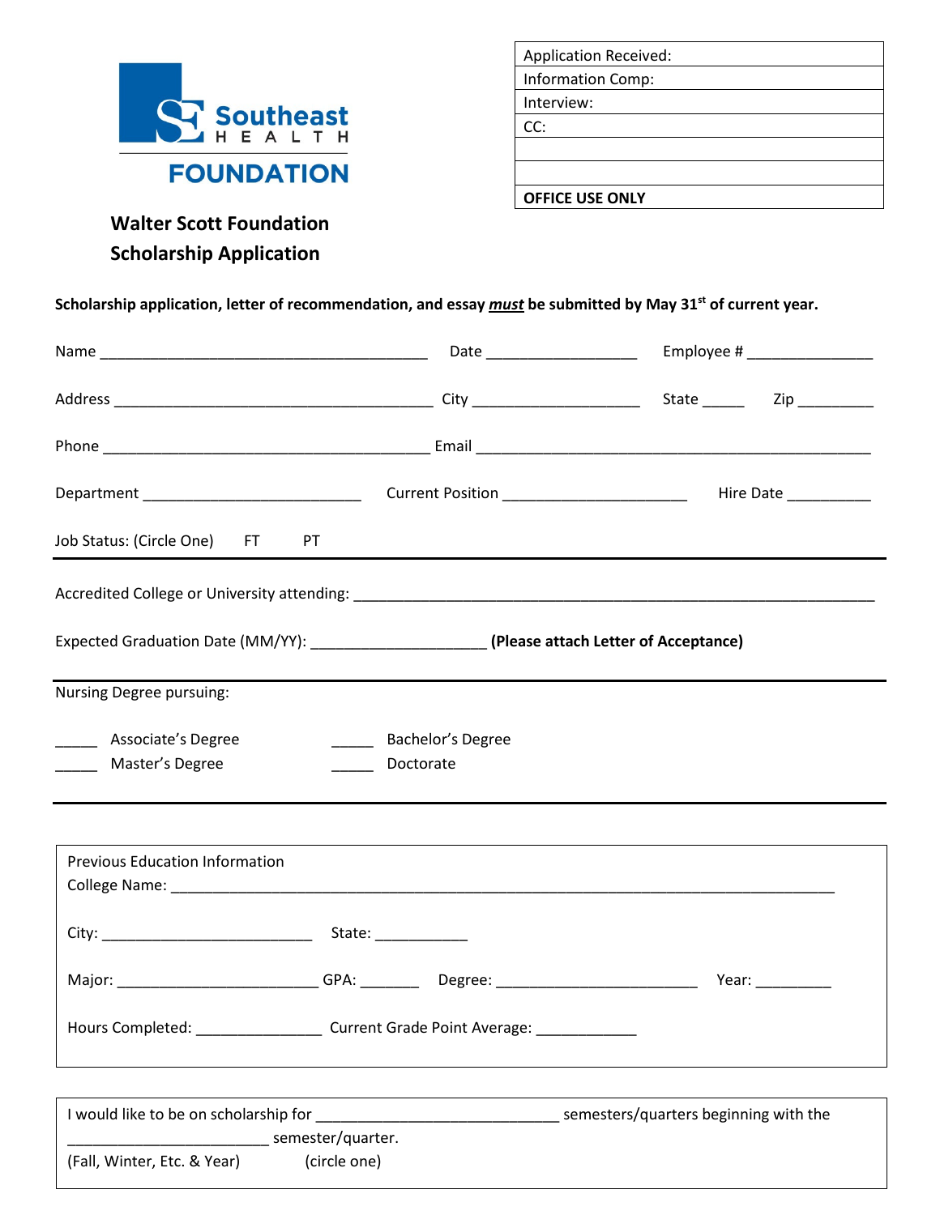Southeast HEALTH FOUNDATION

| |
|---|
| Application Received: |
| Information Comp: |
| Interview: |
| CC: |
| |
| |
| **OFFICE USE ONLY** |

## Walter Scott Foundation Scholarship Application

**Scholarship application, letter of recommendation, and essay *must* be submitted by May 31st of current year.**

Name ________________________________________ Date __________________ Employee # _______________

Address _______________________________________ City ____________________ State _____ Zip _________

Phone ________________________________________ Email _______________________________________________

Department __________________________ Current Position ______________________ Hire Date __________

Job Status: (Circle One) FT PT

---

Accredited College or University attending: ______________________________________________________________

Expected Graduation Date (MM/YY): ____________________ **(Please attach Letter of Acceptance)**

---

Nursing Degree pursuing:

_____ Associate's Degree _____ Bachelor's Degree
_____ Master's Degree _____ Doctorate

---

Previous Education Information
College Name: ________________________________________________________________________________

City: _________________________ State: ___________

Major: _______________________ GPA: _______ Degree: ________________________ Year: _________

Hours Completed: _______________ Current Grade Point Average: ____________

---

I would like to be on scholarship for _____________________________ semesters/quarters beginning with the _______________________ semester/quarter.
(Fall, Winter, Etc. & Year) (circle one)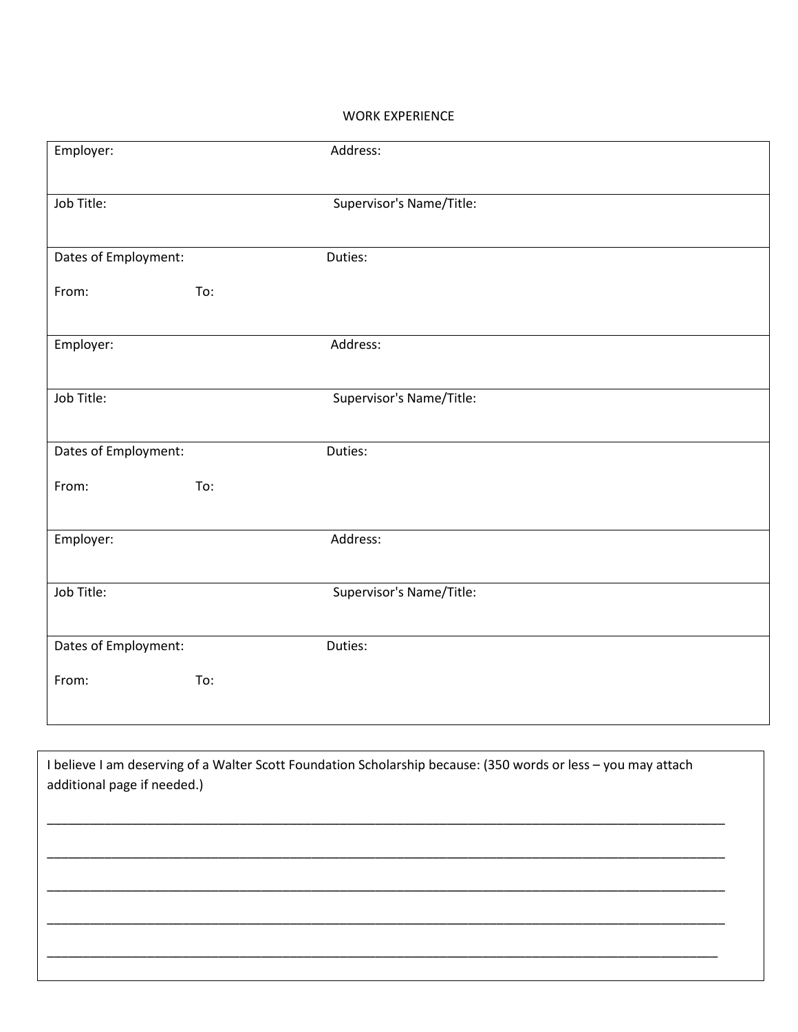WORK EXPERIENCE

| | |
|---|---|
| Employer: | Address: |
| Job Title: | Supervisor's Name/Title: |
| Dates of Employment:<br><br>From: To: | Duties: |
| Employer: | Address: |
| Job Title: | Supervisor's Name/Title: |
| Dates of Employment:<br><br>From: To: | Duties: |
| Employer: | Address: |
| Job Title: | Supervisor's Name/Title: |
| Dates of Employment:<br><br>From: To: | Duties: |

I believe I am deserving of a Walter Scott Foundation Scholarship because: (350 words or less – you may attach additional page if needed.)

\_\_\_\_\_\_\_\_\_\_\_\_\_\_\_\_\_\_\_\_\_\_\_\_\_\_\_\_\_\_\_\_\_\_\_\_\_\_\_\_\_\_\_\_\_\_\_\_\_\_\_\_\_\_\_\_\_\_\_\_\_\_\_\_\_\_\_\_\_\_\_\_\_\_\_\_\_\_\_\_\_\_\_\_\_\_\_\_

\_\_\_\_\_\_\_\_\_\_\_\_\_\_\_\_\_\_\_\_\_\_\_\_\_\_\_\_\_\_\_\_\_\_\_\_\_\_\_\_\_\_\_\_\_\_\_\_\_\_\_\_\_\_\_\_\_\_\_\_\_\_\_\_\_\_\_\_\_\_\_\_\_\_\_\_\_\_\_\_\_\_\_\_\_\_\_\_

\_\_\_\_\_\_\_\_\_\_\_\_\_\_\_\_\_\_\_\_\_\_\_\_\_\_\_\_\_\_\_\_\_\_\_\_\_\_\_\_\_\_\_\_\_\_\_\_\_\_\_\_\_\_\_\_\_\_\_\_\_\_\_\_\_\_\_\_\_\_\_\_\_\_\_\_\_\_\_\_\_\_\_\_\_\_\_\_

\_\_\_\_\_\_\_\_\_\_\_\_\_\_\_\_\_\_\_\_\_\_\_\_\_\_\_\_\_\_\_\_\_\_\_\_\_\_\_\_\_\_\_\_\_\_\_\_\_\_\_\_\_\_\_\_\_\_\_\_\_\_\_\_\_\_\_\_\_\_\_\_\_\_\_\_\_\_\_\_\_\_\_\_\_\_\_\_

\_\_\_\_\_\_\_\_\_\_\_\_\_\_\_\_\_\_\_\_\_\_\_\_\_\_\_\_\_\_\_\_\_\_\_\_\_\_\_\_\_\_\_\_\_\_\_\_\_\_\_\_\_\_\_\_\_\_\_\_\_\_\_\_\_\_\_\_\_\_\_\_\_\_\_\_\_\_\_\_\_\_\_\_\_\_\_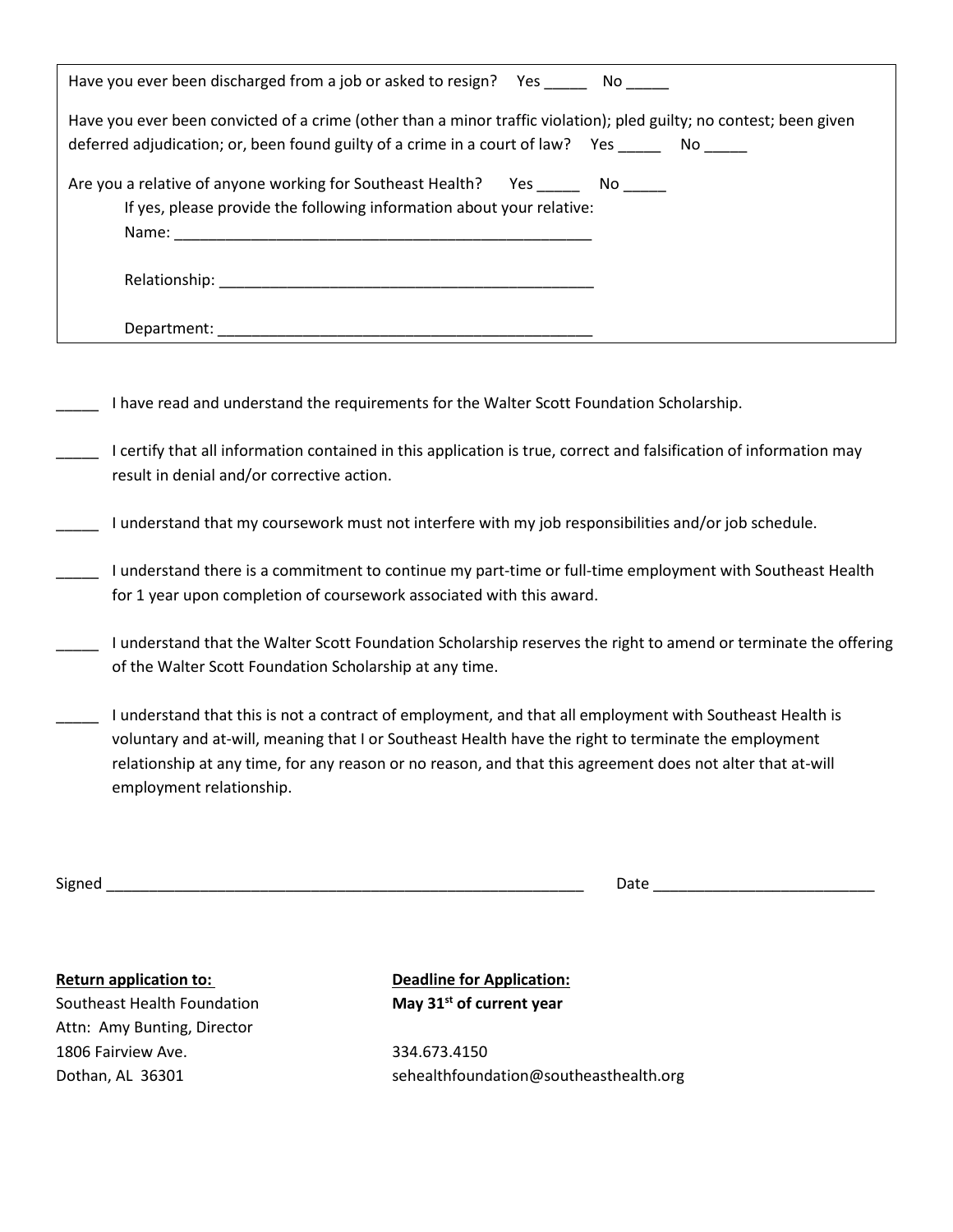Have you ever been discharged from a job or asked to resign? Yes _____ No _____

Have you ever been convicted of a crime (other than a minor traffic violation); pled guilty; no contest; been given deferred adjudication; or, been found guilty of a crime in a court of law? Yes _____ No _____

Are you a relative of anyone working for Southeast Health? Yes _____ No _____

If yes, please provide the following information about your relative:

Name: _________________________________________________

Relationship: _____________________________________________

Department: ______________________________________________

_____ I have read and understand the requirements for the Walter Scott Foundation Scholarship.

_____ I certify that all information contained in this application is true, correct and falsification of information may result in denial and/or corrective action.

_____ I understand that my coursework must not interfere with my job responsibilities and/or job schedule.

_____ I understand there is a commitment to continue my part-time or full-time employment with Southeast Health for 1 year upon completion of coursework associated with this award.

_____ I understand that the Walter Scott Foundation Scholarship reserves the right to amend or terminate the offering of the Walter Scott Foundation Scholarship at any time.

_____ I understand that this is not a contract of employment, and that all employment with Southeast Health is voluntary and at-will, meaning that I or Southeast Health have the right to terminate the employment relationship at any time, for any reason or no reason, and that this agreement does not alter that at-will employment relationship.

Signed ____________________________________________________________ Date __________________________

**Return application to:**
Southeast Health Foundation
Attn: Amy Bunting, Director
1806 Fairview Ave.
Dothan, AL 36301

**Deadline for Application:**
**May 31st of current year**

334.673.4150
sehealthfoundation@southeasthealth.org